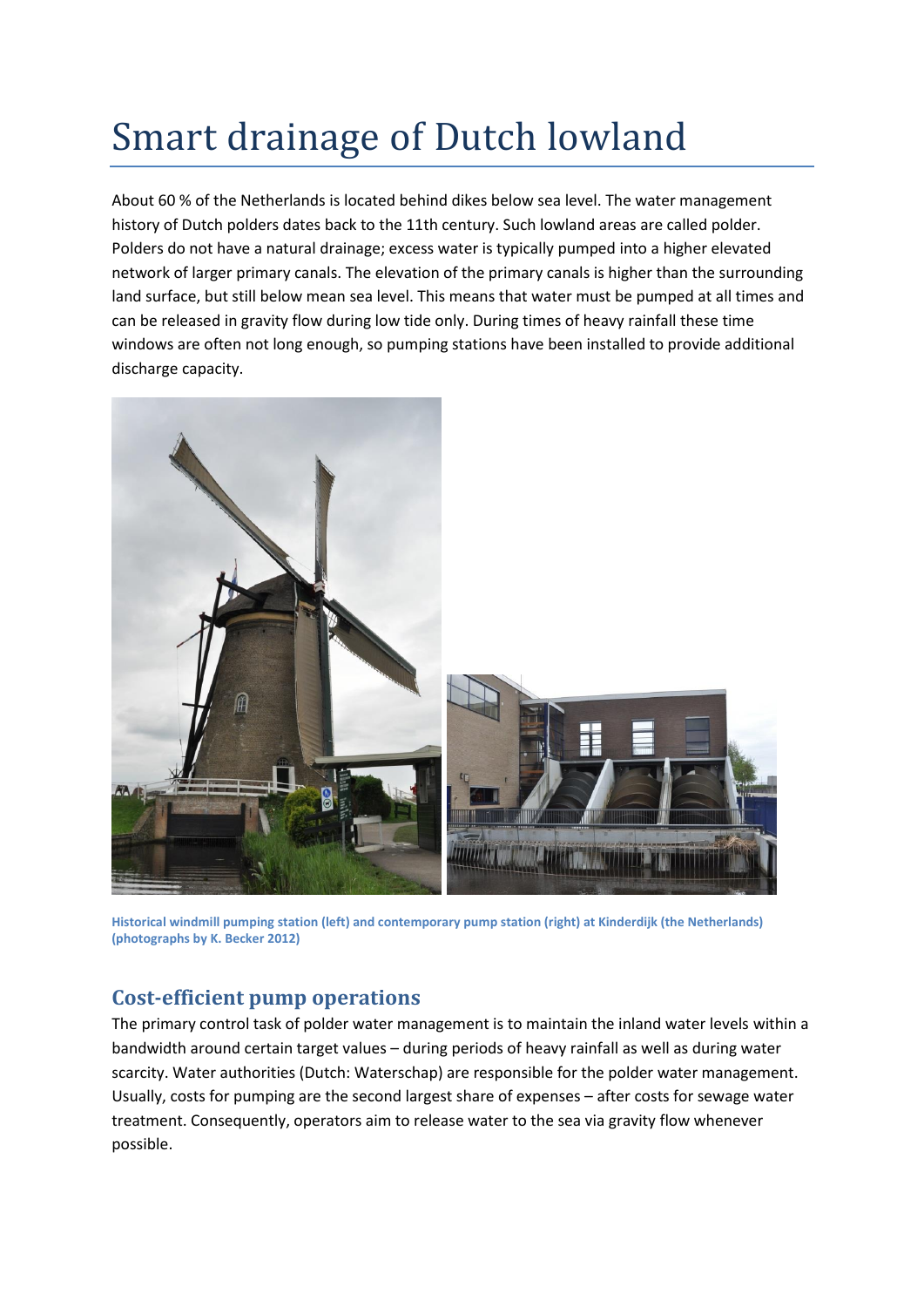# Smart drainage of Dutch lowland

About 60 % of the Netherlands is located behind dikes below sea level. The water management history of Dutch polders dates back to the 11th century. Such lowland areas are called polder. Polders do not have a natural drainage; excess water is typically pumped into a higher elevated network of larger primary canals. The elevation of the primary canals is higher than the surrounding land surface, but still below mean sea level. This means that water must be pumped at all times and can be released in gravity flow during low tide only. During times of heavy rainfall these time windows are often not long enough, so pumping stations have been installed to provide additional discharge capacity.

**Historical windmill pumping station (left) and contemporary pump station (right) at Kinderdijk (the Netherlands) (photographs by K. Becker 2012)**

## Cost-efficient pump operations

The primary control task of polder water management is to maintain the inland water levels within a bandwidth around certain target values – during periods of heavy rainfall as well as during water scarcity. Water authorities (Dutch: Waterschap) are responsible for the polder water management. Usually, costs for pumping are the second largest share of expenses – after costs for sewage water treatment. Consequently, operators aim to release water to the sea via gravity flow whenever possible.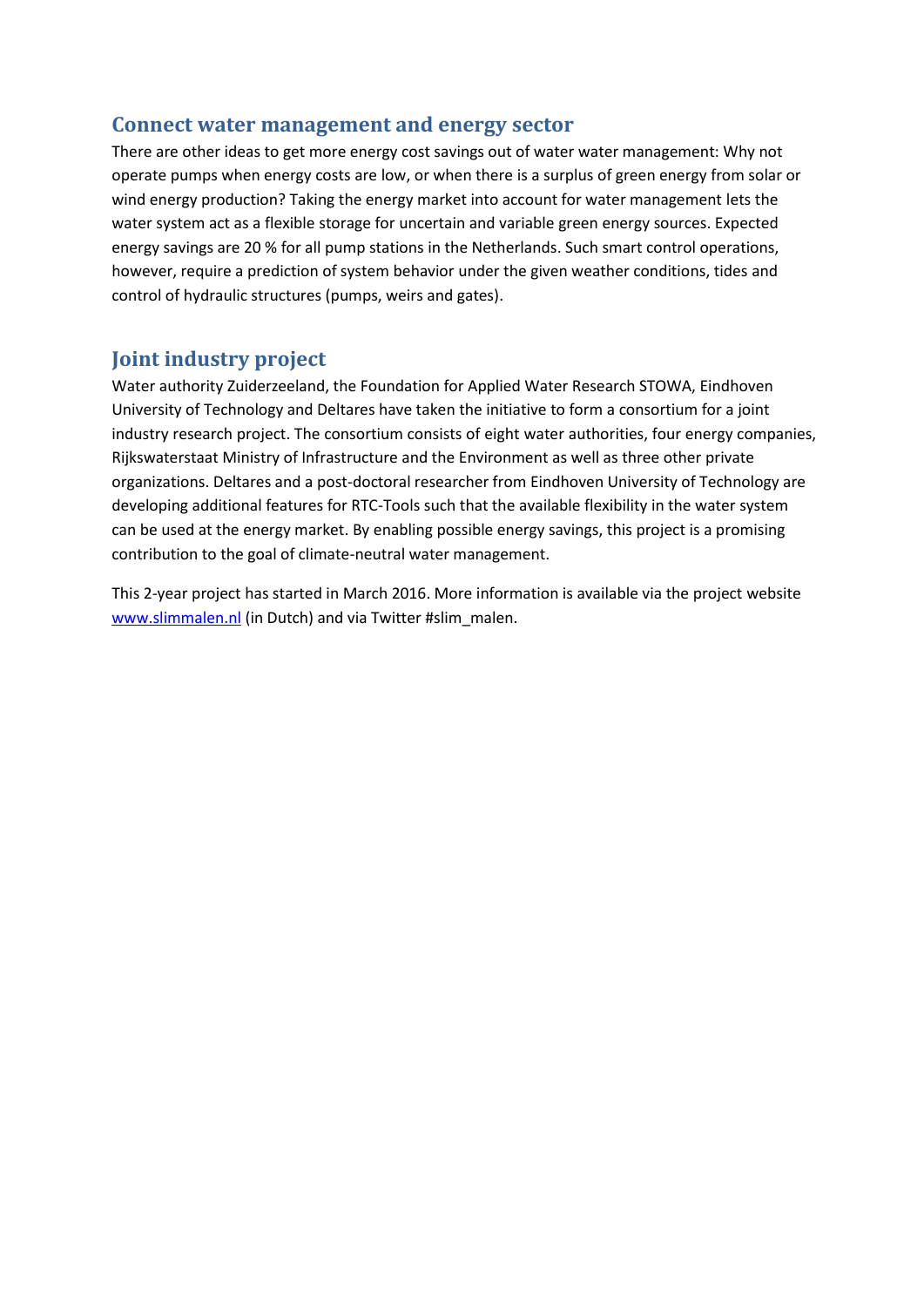## Connect water management and energy sector

There are other ideas to get more energy cost savings out of water water management: Why not operate pumps when energy costs are low, or when there is a surplus of green energy from solar or wind energy production? Taking the energy market into account for water management lets the water system act as a flexible storage for uncertain and variable green energy sources. Expected energy savings are 20 % for all pump stations in the Netherlands. Such smart control operations, however, require a prediction of system behavior under the given weather conditions, tides and control of hydraulic structures (pumps, weirs and gates).

## Joint industry project

Water authority Zuiderzeeland, the Foundation for Applied Water Research STOWA, Eindhoven University of Technology and Deltares have taken the initiative to form a consortium for a joint industry research project. The consortium consists of eight water authorities, four energy companies, Rijkswaterstaat Ministry of Infrastructure and the Environment as well as three other private organizations. Deltares and a post-doctoral researcher from Eindhoven University of Technology are developing additional features for RTC-Tools such that the available flexibility in the water system can be used at the energy market. By enabling possible energy savings, this project is a promising contribution to the goal of climate-neutral water management.

This 2-year project has started in March 2016. More information is available via the project website [www.slimmalen.nl](http://www.slimmalen.nl) (in Dutch) and via Twitter #slim_malen.